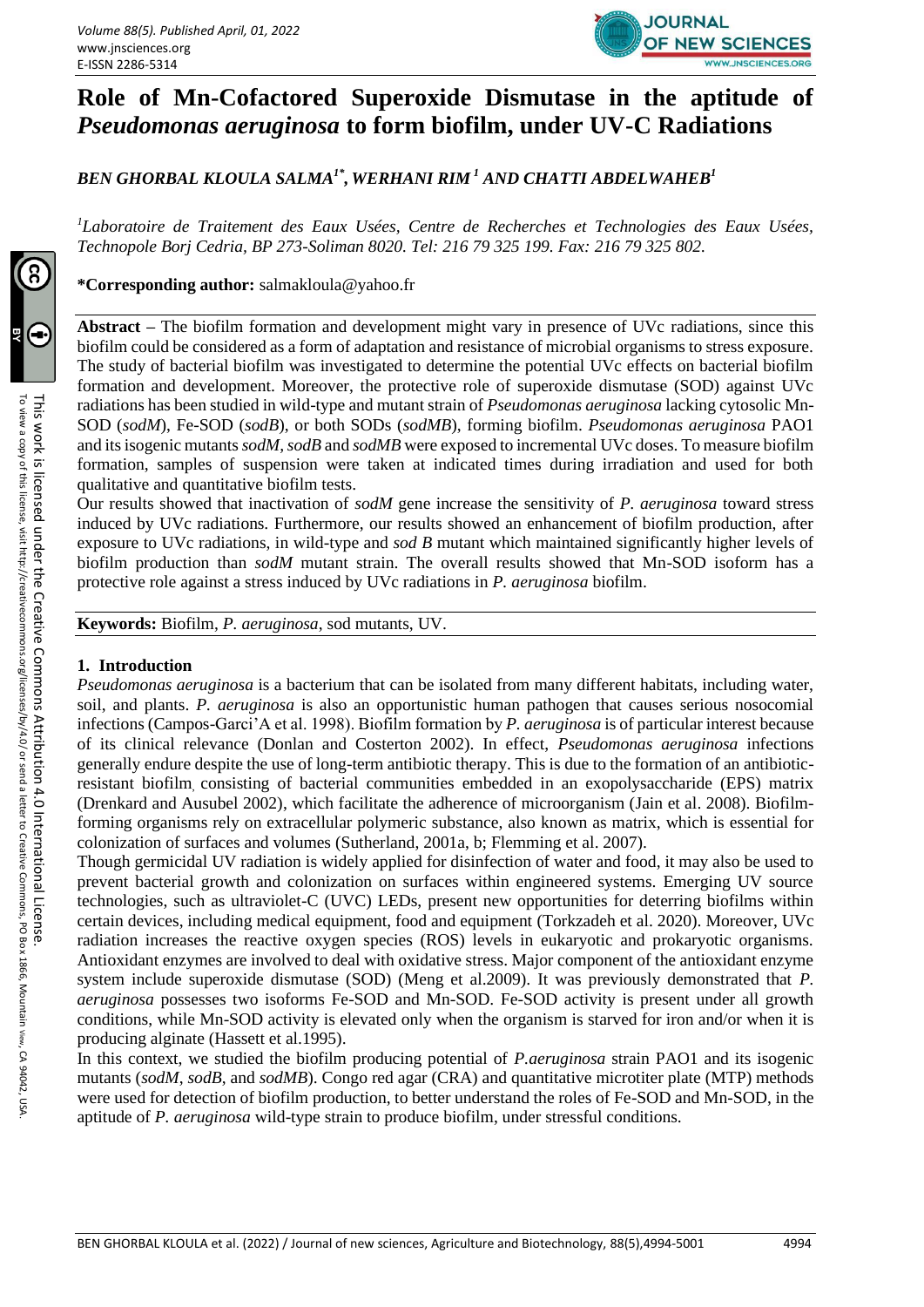# Role of Mn-Cofactored Superoxide Dismutase in the aptitude of *Pseudomonas aeruginosa* to form biofilm, under UV-C Radiations

***BEN GHORBAL KLOULA SALMA[1*], WERHANI RIM[1] AND CHATTI ABDELWAHEB[1]***

*[1]Laboratoire de Traitement des Eaux Usées, Centre de Recherches et Technologies des Eaux Usées, Technopole Borj Cedria, BP 273-Soliman 8020. Tel: 216 79 325 199. Fax: 216 79 325 802.*

**\*Corresponding author:** salmakloula@yahoo.fr

**Abstract** – The biofilm formation and development might vary in presence of UVc radiations, since this biofilm could be considered as a form of adaptation and resistance of microbial organisms to stress exposure. The study of bacterial biofilm was investigated to determine the potential UVc effects on bacterial biofilm formation and development. Moreover, the protective role of superoxide dismutase (SOD) against UVc radiations has been studied in wild-type and mutant strain of *Pseudomonas aeruginosa* lacking cytosolic Mn-SOD (*sodM*), Fe-SOD (*sodB*), or both SODs (*sodMB*), forming biofilm. *Pseudomonas aeruginosa* PAO1 and its isogenic mutants *sodM*, *sodB* and *sodMB* were exposed to incremental UVc doses. To measure biofilm formation, samples of suspension were taken at indicated times during irradiation and used for both qualitative and quantitative biofilm tests.

Our results showed that inactivation of *sodM* gene increase the sensitivity of *P. aeruginosa* toward stress induced by UVc radiations. Furthermore, our results showed an enhancement of biofilm production, after exposure to UVc radiations, in wild-type and *sod B* mutant which maintained significantly higher levels of biofilm production than *sodM* mutant strain. The overall results showed that Mn-SOD isoform has a protective role against a stress induced by UVc radiations in *P. aeruginosa* biofilm.

**Keywords:** Biofilm, *P. aeruginosa*, sod mutants, UV.

## 1. Introduction

*Pseudomonas aeruginosa* is a bacterium that can be isolated from many different habitats, including water, soil, and plants. *P. aeruginosa* is also an opportunistic human pathogen that causes serious nosocomial infections (Campos-Garci'A et al. 1998). Biofilm formation by *P. aeruginosa* is of particular interest because of its clinical relevance (Donlan and Costerton 2002). In effect, *Pseudomonas aeruginosa* infections generally endure despite the use of long-term antibiotic therapy. This is due to the formation of an antibiotic-resistant biofilm, consisting of bacterial communities embedded in an exopolysaccharide (EPS) matrix (Drenkard and Ausubel 2002), which facilitate the adherence of microorganism (Jain et al. 2008). Biofilm-forming organisms rely on extracellular polymeric substance, also known as matrix, which is essential for colonization of surfaces and volumes (Sutherland, 2001a, b; Flemming et al. 2007).

Though germicidal UV radiation is widely applied for disinfection of water and food, it may also be used to prevent bacterial growth and colonization on surfaces within engineered systems. Emerging UV source technologies, such as ultraviolet-C (UVC) LEDs, present new opportunities for deterring biofilms within certain devices, including medical equipment, food and equipment (Torkzadeh et al. 2020). Moreover, UVc radiation increases the reactive oxygen species (ROS) levels in eukaryotic and prokaryotic organisms. Antioxidant enzymes are involved to deal with oxidative stress. Major component of the antioxidant enzyme system include superoxide dismutase (SOD) (Meng et al.2009). It was previously demonstrated that *P. aeruginosa* possesses two isoforms Fe-SOD and Mn-SOD. Fe-SOD activity is present under all growth conditions, while Mn-SOD activity is elevated only when the organism is starved for iron and/or when it is producing alginate (Hassett et al.1995).

In this context, we studied the biofilm producing potential of *P.aeruginosa* strain PAO1 and its isogenic mutants (*sodM*, *sodB*, and *sodMB*). Congo red agar (CRA) and quantitative microtiter plate (MTP) methods were used for detection of biofilm production, to better understand the roles of Fe-SOD and Mn-SOD, in the aptitude of *P. aeruginosa* wild-type strain to produce biofilm, under stressful conditions.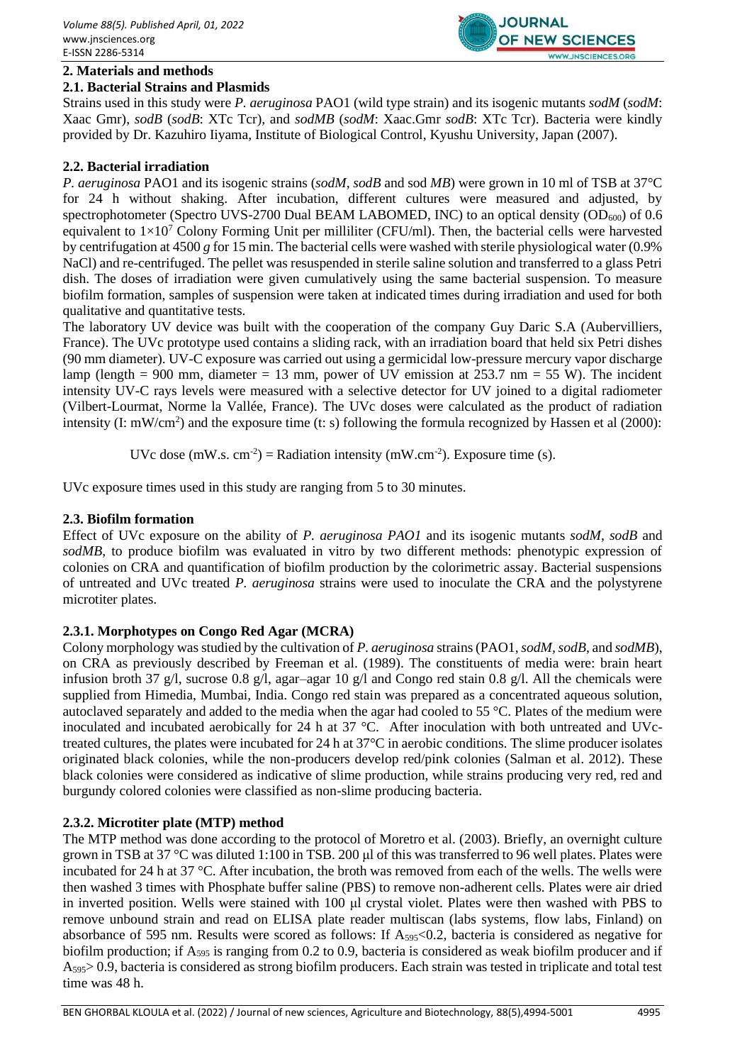## 2. Materials and methods

### 2.1. Bacterial Strains and Plasmids

Strains used in this study were *P. aeruginosa* PAO1 (wild type strain) and its isogenic mutants *sodM* (*sodM*: Xaac Gmr), *sodB* (*sodB*: XTc Tcr), and *sodMB* (*sodM*: Xaac.Gmr *sodB*: XTc Tcr). Bacteria were kindly provided by Dr. Kazuhiro Iiyama, Institute of Biological Control, Kyushu University, Japan (2007).

### 2.2. Bacterial irradiation

*P. aeruginosa* PAO1 and its isogenic strains (*sodM*, *sodB* and sod *MB*) were grown in 10 ml of TSB at 37°C for 24 h without shaking. After incubation, different cultures were measured and adjusted, by spectrophotometer (Spectro UVS-2700 Dual BEAM LABOMED, INC) to an optical density ($OD_{600}$) of 0.6 equivalent to $1{\times}10^7$ Colony Forming Unit per milliliter (CFU/ml). Then, the bacterial cells were harvested by centrifugation at 4500 *g* for 15 min. The bacterial cells were washed with sterile physiological water (0.9% NaCl) and re-centrifuged. The pellet was resuspended in sterile saline solution and transferred to a glass Petri dish. The doses of irradiation were given cumulatively using the same bacterial suspension. To measure biofilm formation, samples of suspension were taken at indicated times during irradiation and used for both qualitative and quantitative tests.

The laboratory UV device was built with the cooperation of the company Guy Daric S.A (Aubervilliers, France). The UVc prototype used contains a sliding rack, with an irradiation board that held six Petri dishes (90 mm diameter). UV-C exposure was carried out using a germicidal low-pressure mercury vapor discharge lamp (length = 900 mm, diameter = 13 mm, power of UV emission at 253.7 nm = 55 W). The incident intensity UV-C rays levels were measured with a selective detector for UV joined to a digital radiometer (Vilbert-Lourmat, Norme la Vallée, France). The UVc doses were calculated as the product of radiation intensity (I: $mW/cm^2$) and the exposure time (t: s) following the formula recognized by Hassen et al (2000):

$$\text{UVc dose } (mW.s.\ cm^{-2}) = \text{Radiation intensity } (mW.cm^{-2}).\ \text{Exposure time (s)}.$$

UVc exposure times used in this study are ranging from 5 to 30 minutes.

### 2.3. Biofilm formation

Effect of UVc exposure on the ability of *P. aeruginosa PAO1* and its isogenic mutants *sodM*, *sodB* and *sodMB*, to produce biofilm was evaluated in vitro by two different methods: phenotypic expression of colonies on CRA and quantification of biofilm production by the colorimetric assay. Bacterial suspensions of untreated and UVc treated *P. aeruginosa* strains were used to inoculate the CRA and the polystyrene microtiter plates.

#### 2.3.1. Morphotypes on Congo Red Agar (MCRA)

Colony morphology was studied by the cultivation of *P. aeruginosa* strains (PAO1, *sodM*, *sodB*, and *sodMB*), on CRA as previously described by Freeman et al. (1989). The constituents of media were: brain heart infusion broth 37 g/l, sucrose 0.8 g/l, agar–agar 10 g/l and Congo red stain 0.8 g/l. All the chemicals were supplied from Himedia, Mumbai, India. Congo red stain was prepared as a concentrated aqueous solution, autoclaved separately and added to the media when the agar had cooled to 55 °C. Plates of the medium were inoculated and incubated aerobically for 24 h at 37 °C. After inoculation with both untreated and UVc-treated cultures, the plates were incubated for 24 h at 37°C in aerobic conditions. The slime producer isolates originated black colonies, while the non-producers develop red/pink colonies (Salman et al. 2012). These black colonies were considered as indicative of slime production, while strains producing very red, red and burgundy colored colonies were classified as non-slime producing bacteria.

#### 2.3.2. Microtiter plate (MTP) method

The MTP method was done according to the protocol of Moretro et al. (2003). Briefly, an overnight culture grown in TSB at 37 °C was diluted 1:100 in TSB. 200 µl of this was transferred to 96 well plates. Plates were incubated for 24 h at 37 °C. After incubation, the broth was removed from each of the wells. The wells were then washed 3 times with Phosphate buffer saline (PBS) to remove non-adherent cells. Plates were air dried in inverted position. Wells were stained with 100 µl crystal violet. Plates were then washed with PBS to remove unbound strain and read on ELISA plate reader multiscan (labs systems, flow labs, Finland) on absorbance of 595 nm. Results were scored as follows: If $A_{595}<0.2$, bacteria is considered as negative for biofilm production; if $A_{595}$ is ranging from 0.2 to 0.9, bacteria is considered as weak biofilm producer and if $A_{595}> 0.9$, bacteria is considered as strong biofilm producers. Each strain was tested in triplicate and total test time was 48 h.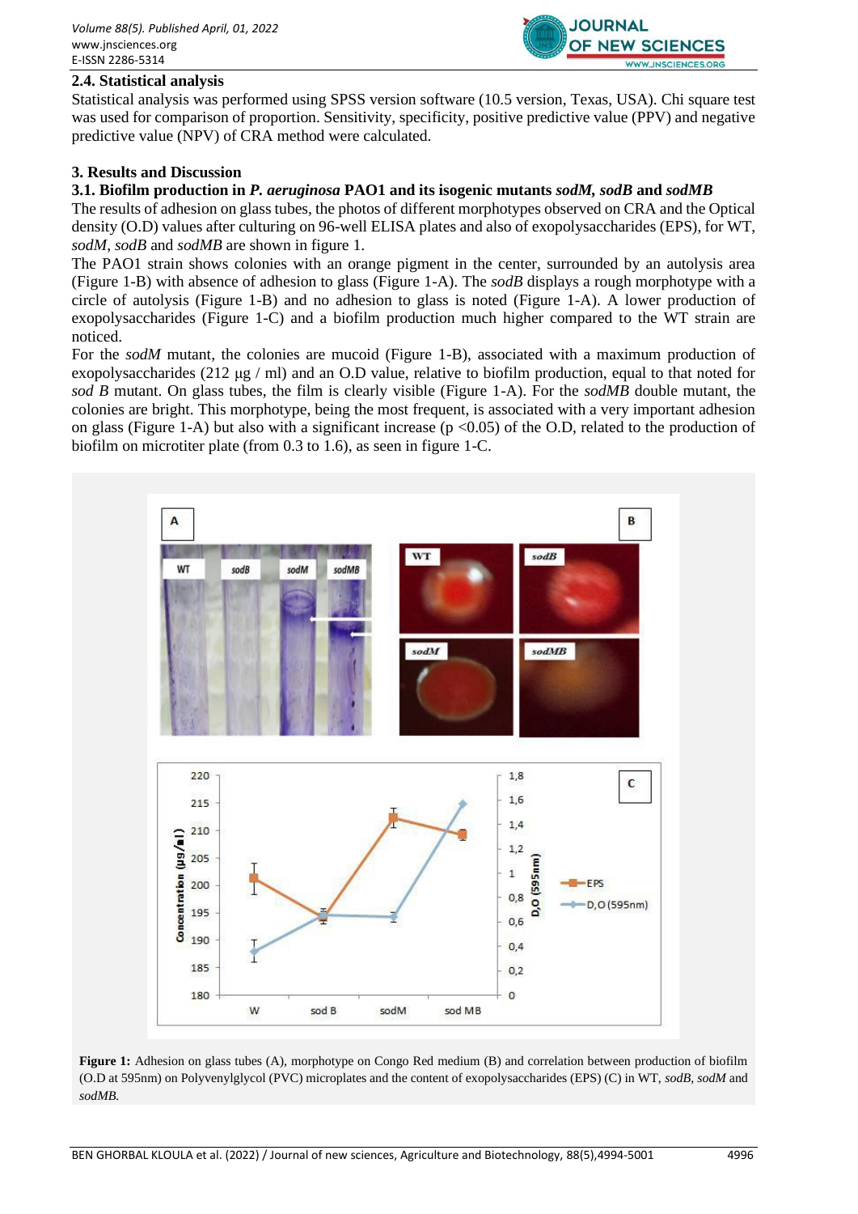## 2.4. Statistical analysis

Statistical analysis was performed using SPSS version software (10.5 version, Texas, USA). Chi square test was used for comparison of proportion. Sensitivity, specificity, positive predictive value (PPV) and negative predictive value (NPV) of CRA method were calculated.

## 3. Results and Discussion

### 3.1. Biofilm production in *P. aeruginosa* PAO1 and its isogenic mutants *sodM*, *sodB* and *sodMB*

The results of adhesion on glass tubes, the photos of different morphotypes observed on CRA and the Optical density (O.D) values after culturing on 96-well ELISA plates and also of exopolysaccharides (EPS), for WT, *sodM*, *sodB* and *sodMB* are shown in figure 1.

The PAO1 strain shows colonies with an orange pigment in the center, surrounded by an autolysis area (Figure 1-B) with absence of adhesion to glass (Figure 1-A). The *sodB* displays a rough morphotype with a circle of autolysis (Figure 1-B) and no adhesion to glass is noted (Figure 1-A). A lower production of exopolysaccharides (Figure 1-C) and a biofilm production much higher compared to the WT strain are noticed.

For the *sodM* mutant, the colonies are mucoid (Figure 1-B), associated with a maximum production of exopolysaccharides (212 µg / ml) and an O.D value, relative to biofilm production, equal to that noted for *sod B* mutant. On glass tubes, the film is clearly visible (Figure 1-A). For the *sodMB* double mutant, the colonies are bright. This morphotype, being the most frequent, is associated with a very important adhesion on glass (Figure 1-A) but also with a significant increase ($p < 0.05$) of the O.D, related to the production of biofilm on microtiter plate (from 0.3 to 1.6), as seen in figure 1-C.

**Figure 1:** Adhesion on glass tubes (A), morphotype on Congo Red medium (B) and correlation between production of biofilm (O.D at 595nm) on Polyvenylglycol (PVC) microplates and the content of exopolysaccharides (EPS) (C) in WT, *sodB*, *sodM* and *sodMB*.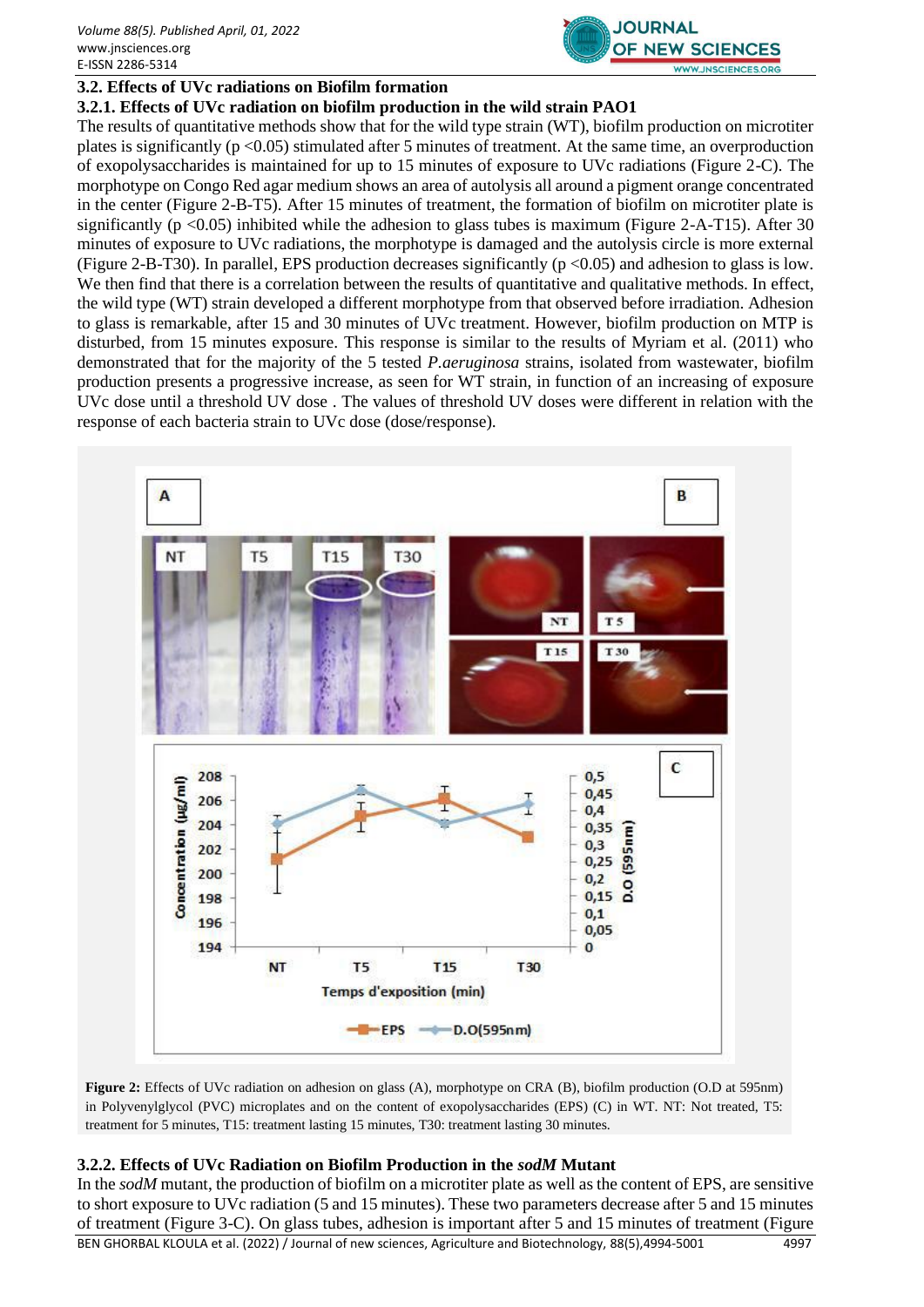### 3.2. Effects of UVc radiations on Biofilm formation

#### 3.2.1. Effects of UVc radiation on biofilm production in the wild strain PAO1

The results of quantitative methods show that for the wild type strain (WT), biofilm production on microtiter plates is significantly ($p < 0.05$) stimulated after 5 minutes of treatment. At the same time, an overproduction of exopolysaccharides is maintained for up to 15 minutes of exposure to UVc radiations (Figure 2-C). The morphotype on Congo Red agar medium shows an area of autolysis all around a pigment orange concentrated in the center (Figure 2-B-T5). After 15 minutes of treatment, the formation of biofilm on microtiter plate is significantly ($p < 0.05$) inhibited while the adhesion to glass tubes is maximum (Figure 2-A-T15). After 30 minutes of exposure to UVc radiations, the morphotype is damaged and the autolysis circle is more external (Figure 2-B-T30). In parallel, EPS production decreases significantly ($p < 0.05$) and adhesion to glass is low. We then find that there is a correlation between the results of quantitative and qualitative methods. In effect, the wild type (WT) strain developed a different morphotype from that observed before irradiation. Adhesion to glass is remarkable, after 15 and 30 minutes of UVc treatment. However, biofilm production on MTP is disturbed, from 15 minutes exposure. This response is similar to the results of Myriam et al. (2011) who demonstrated that for the majority of the 5 tested *P.aeruginosa* strains, isolated from wastewater, biofilm production presents a progressive increase, as seen for WT strain, in function of an increasing of exposure UVc dose until a threshold UV dose . The values of threshold UV doses were different in relation with the response of each bacteria strain to UVc dose (dose/response).

**Figure 2:** Effects of UVc radiation on adhesion on glass (A), morphotype on CRA (B), biofilm production (O.D at 595nm) in Polyvenylglycol (PVC) microplates and on the content of exopolysaccharides (EPS) (C) in WT. NT: Not treated, T5: treatment for 5 minutes, T15: treatment lasting 15 minutes, T30: treatment lasting 30 minutes.

#### 3.2.2. Effects of UVc Radiation on Biofilm Production in the *sodM* Mutant

In the *sodM* mutant, the production of biofilm on a microtiter plate as well as the content of EPS, are sensitive to short exposure to UVc radiation (5 and 15 minutes). These two parameters decrease after 5 and 15 minutes of treatment (Figure 3-C). On glass tubes, adhesion is important after 5 and 15 minutes of treatment (Figure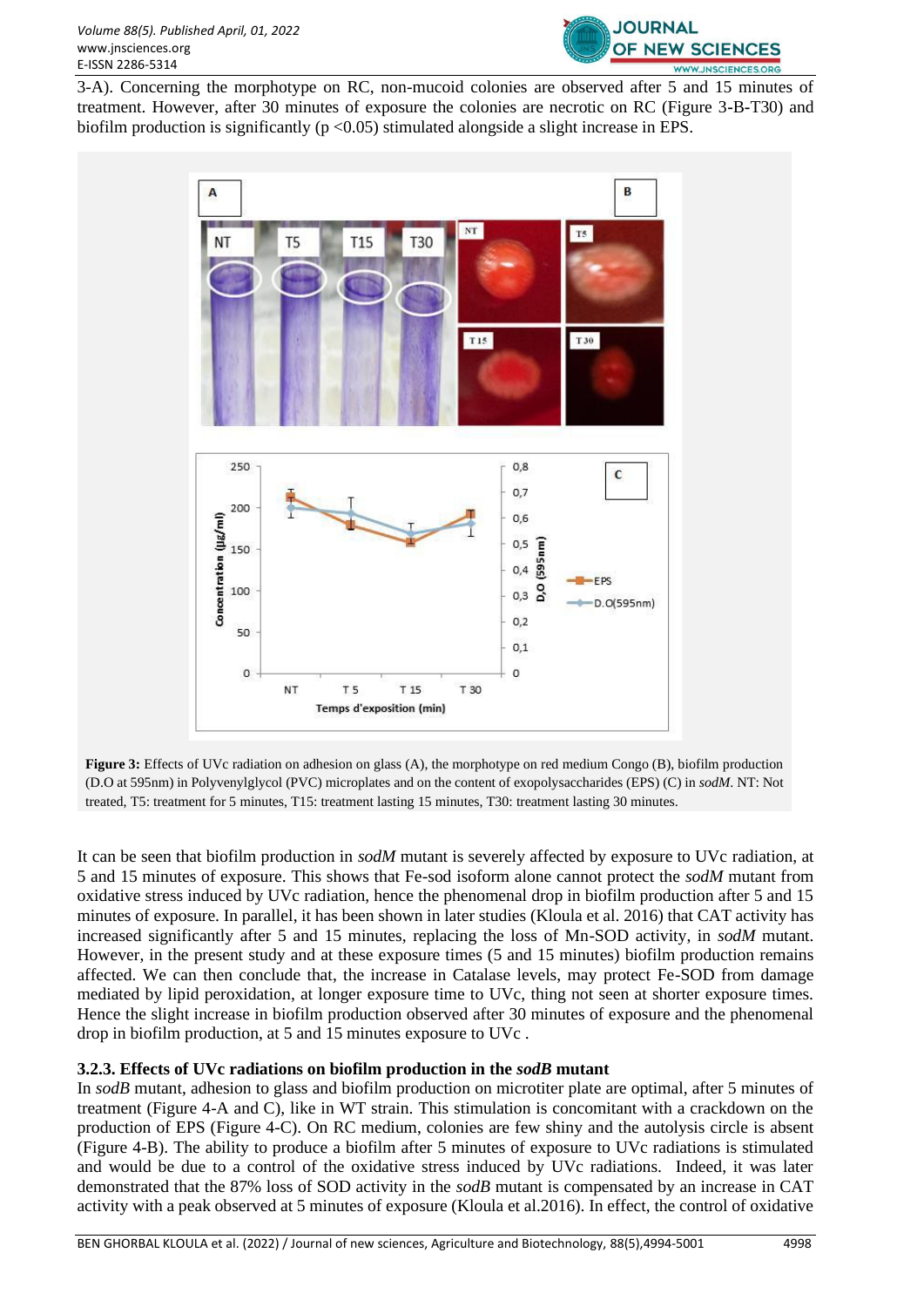3-A). Concerning the morphotype on RC, non-mucoid colonies are observed after 5 and 15 minutes of treatment. However, after 30 minutes of exposure the colonies are necrotic on RC (Figure 3-B-T30) and biofilm production is significantly ($p < 0.05$) stimulated alongside a slight increase in EPS.

**Figure 3:** Effects of UVc radiation on adhesion on glass (A), the morphotype on red medium Congo (B), biofilm production (D.O at 595nm) in Polyvenylglycol (PVC) microplates and on the content of exopolysaccharides (EPS) (C) in *sodM*. NT: Not treated, T5: treatment for 5 minutes, T15: treatment lasting 15 minutes, T30: treatment lasting 30 minutes.

It can be seen that biofilm production in *sodM* mutant is severely affected by exposure to UVc radiation, at 5 and 15 minutes of exposure. This shows that Fe-sod isoform alone cannot protect the *sodM* mutant from oxidative stress induced by UVc radiation, hence the phenomenal drop in biofilm production after 5 and 15 minutes of exposure. In parallel, it has been shown in later studies (Kloula et al. 2016) that CAT activity has increased significantly after 5 and 15 minutes, replacing the loss of Mn-SOD activity, in *sodM* mutant. However, in the present study and at these exposure times (5 and 15 minutes) biofilm production remains affected. We can then conclude that, the increase in Catalase levels, may protect Fe-SOD from damage mediated by lipid peroxidation, at longer exposure time to UVc, thing not seen at shorter exposure times. Hence the slight increase in biofilm production observed after 30 minutes of exposure and the phenomenal drop in biofilm production, at 5 and 15 minutes exposure to UVc .

### 3.2.3. Effects of UVc radiations on biofilm production in the *sodB* mutant

In *sodB* mutant, adhesion to glass and biofilm production on microtiter plate are optimal, after 5 minutes of treatment (Figure 4-A and C), like in WT strain. This stimulation is concomitant with a crackdown on the production of EPS (Figure 4-C). On RC medium, colonies are few shiny and the autolysis circle is absent (Figure 4-B). The ability to produce a biofilm after 5 minutes of exposure to UVc radiations is stimulated and would be due to a control of the oxidative stress induced by UVc radiations. Indeed, it was later demonstrated that the 87% loss of SOD activity in the *sodB* mutant is compensated by an increase in CAT activity with a peak observed at 5 minutes of exposure (Kloula et al.2016). In effect, the control of oxidative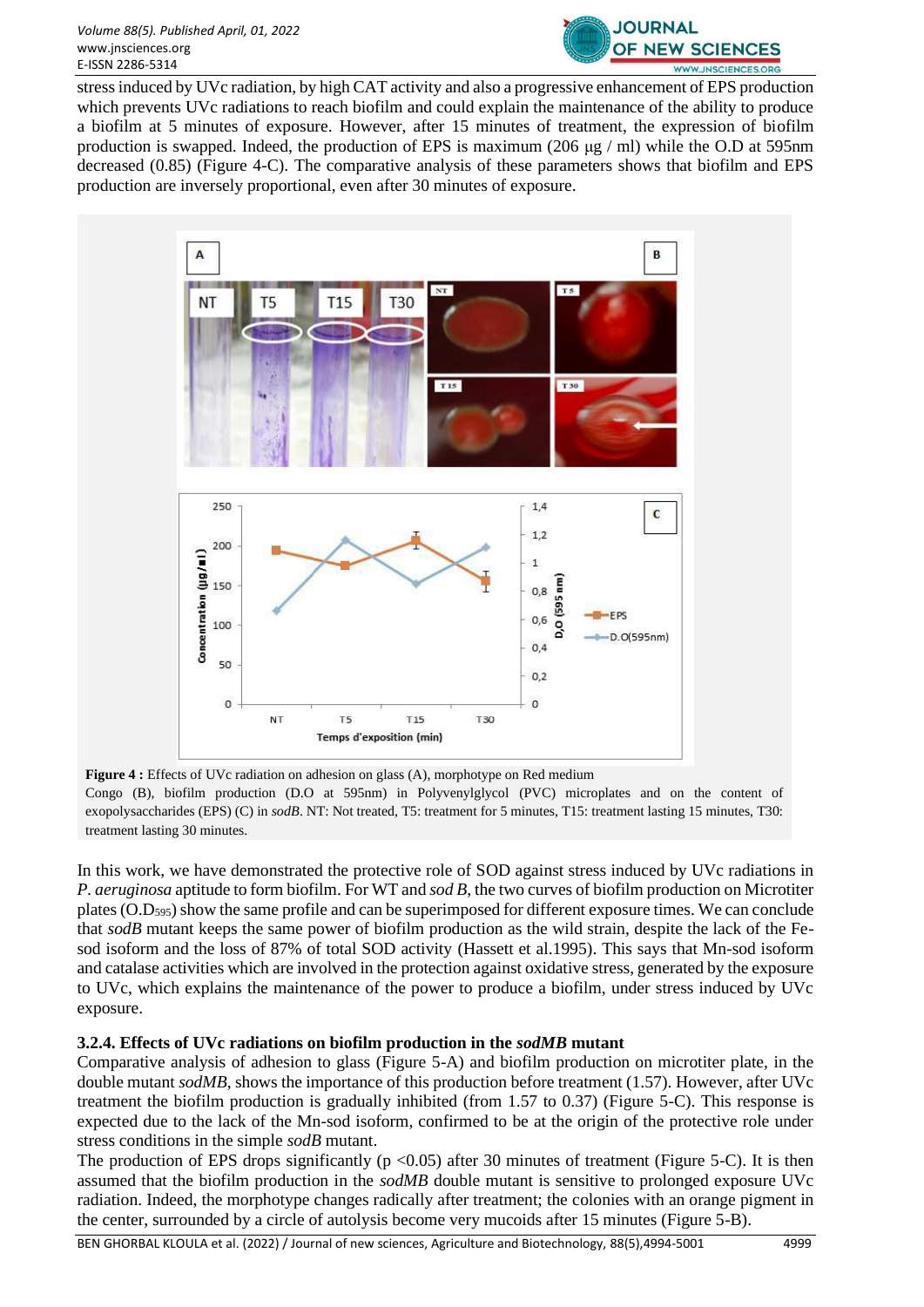stress induced by UVc radiation, by high CAT activity and also a progressive enhancement of EPS production which prevents UVc radiations to reach biofilm and could explain the maintenance of the ability to produce a biofilm at 5 minutes of exposure. However, after 15 minutes of treatment, the expression of biofilm production is swapped. Indeed, the production of EPS is maximum (206 µg / ml) while the O.D at 595nm decreased (0.85) (Figure 4-C). The comparative analysis of these parameters shows that biofilm and EPS production are inversely proportional, even after 30 minutes of exposure.

**Figure 4 :** Effects of UVc radiation on adhesion on glass (A), morphotype on Red medium Congo (B), biofilm production (D.O at 595nm) in Polyvenylglycol (PVC) microplates and on the content of exopolysaccharides (EPS) (C) in *sodB*. NT: Not treated, T5: treatment for 5 minutes, T15: treatment lasting 15 minutes, T30: treatment lasting 30 minutes.

In this work, we have demonstrated the protective role of SOD against stress induced by UVc radiations in *P. aeruginosa* aptitude to form biofilm. For WT and *sod B*, the two curves of biofilm production on Microtiter plates ($O.D_{595}$) show the same profile and can be superimposed for different exposure times. We can conclude that *sodB* mutant keeps the same power of biofilm production as the wild strain, despite the lack of the Fe-sod isoform and the loss of 87% of total SOD activity (Hassett et al.1995). This says that Mn-sod isoform and catalase activities which are involved in the protection against oxidative stress, generated by the exposure to UVc, which explains the maintenance of the power to produce a biofilm, under stress induced by UVc exposure.

### 3.2.4. Effects of UVc radiations on biofilm production in the *sodMB* mutant

Comparative analysis of adhesion to glass (Figure 5-A) and biofilm production on microtiter plate, in the double mutant *sodMB*, shows the importance of this production before treatment (1.57). However, after UVc treatment the biofilm production is gradually inhibited (from 1.57 to 0.37) (Figure 5-C). This response is expected due to the lack of the Mn-sod isoform, confirmed to be at the origin of the protective role under stress conditions in the simple *sodB* mutant.

The production of EPS drops significantly ($p < 0.05$) after 30 minutes of treatment (Figure 5-C). It is then assumed that the biofilm production in the *sodMB* double mutant is sensitive to prolonged exposure UVc radiation. Indeed, the morphotype changes radically after treatment; the colonies with an orange pigment in the center, surrounded by a circle of autolysis become very mucoids after 15 minutes (Figure 5-B).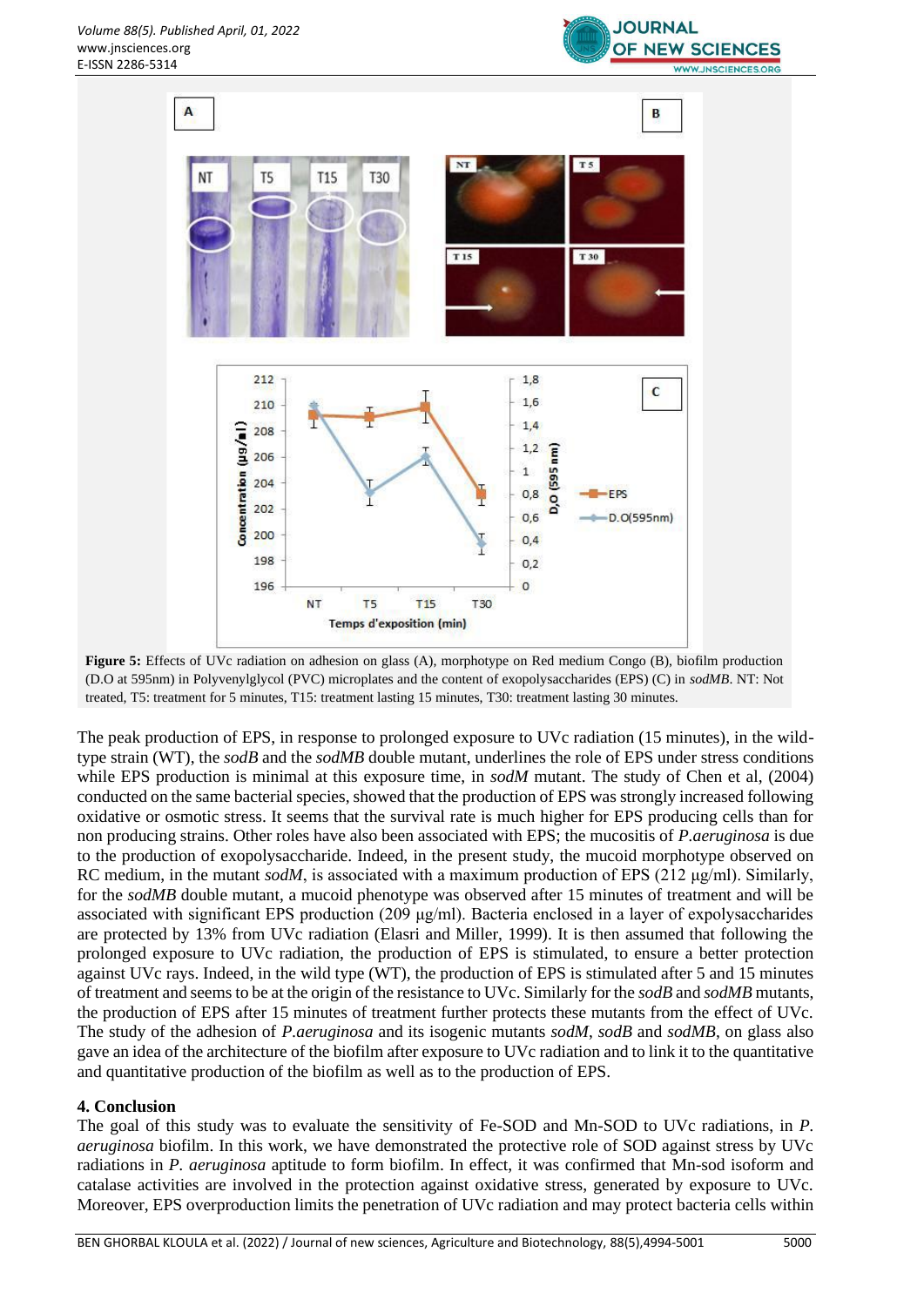**Figure 5:** Effects of UVc radiation on adhesion on glass (A), morphotype on Red medium Congo (B), biofilm production (D.O at 595nm) in Polyvenylglycol (PVC) microplates and the content of exopolysaccharides (EPS) (C) in *sodMB*. NT: Not treated, T5: treatment for 5 minutes, T15: treatment lasting 15 minutes, T30: treatment lasting 30 minutes.

The peak production of EPS, in response to prolonged exposure to UVc radiation (15 minutes), in the wild-type strain (WT), the *sodB* and the *sodMB* double mutant, underlines the role of EPS under stress conditions while EPS production is minimal at this exposure time, in *sodM* mutant. The study of Chen et al, (2004) conducted on the same bacterial species, showed that the production of EPS was strongly increased following oxidative or osmotic stress. It seems that the survival rate is much higher for EPS producing cells than for non producing strains. Other roles have also been associated with EPS; the mucositis of *P.aeruginosa* is due to the production of exopolysaccharide. Indeed, in the present study, the mucoid morphotype observed on RC medium, in the mutant *sodM*, is associated with a maximum production of EPS (212 µg/ml). Similarly, for the *sodMB* double mutant, a mucoid phenotype was observed after 15 minutes of treatment and will be associated with significant EPS production (209 µg/ml). Bacteria enclosed in a layer of expolysaccharides are protected by 13% from UVc radiation (Elasri and Miller, 1999). It is then assumed that following the prolonged exposure to UVc radiation, the production of EPS is stimulated, to ensure a better protection against UVc rays. Indeed, in the wild type (WT), the production of EPS is stimulated after 5 and 15 minutes of treatment and seems to be at the origin of the resistance to UVc. Similarly for the *sodB* and *sodMB* mutants, the production of EPS after 15 minutes of treatment further protects these mutants from the effect of UVc. The study of the adhesion of *P.aeruginosa* and its isogenic mutants *sodM*, *sodB* and *sodMB*, on glass also gave an idea of the architecture of the biofilm after exposure to UVc radiation and to link it to the quantitative and quantitative production of the biofilm as well as to the production of EPS.

## 4. Conclusion

The goal of this study was to evaluate the sensitivity of Fe-SOD and Mn-SOD to UVc radiations, in *P. aeruginosa* biofilm. In this work, we have demonstrated the protective role of SOD against stress by UVc radiations in *P. aeruginosa* aptitude to form biofilm. In effect, it was confirmed that Mn-sod isoform and catalase activities are involved in the protection against oxidative stress, generated by exposure to UVc. Moreover, EPS overproduction limits the penetration of UVc radiation and may protect bacteria cells within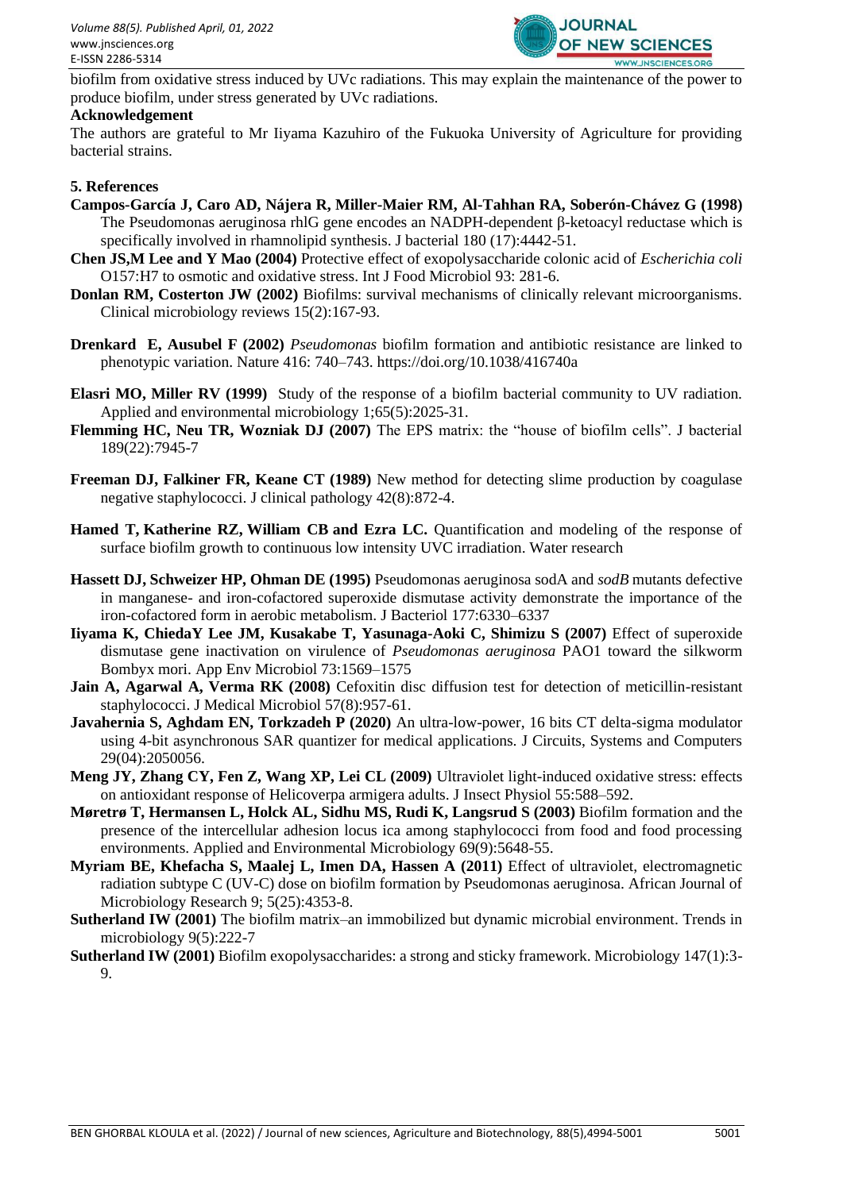biofilm from oxidative stress induced by UVc radiations. This may explain the maintenance of the power to produce biofilm, under stress generated by UVc radiations.

### Acknowledgement

The authors are grateful to Mr Iiyama Kazuhiro of the Fukuoka University of Agriculture for providing bacterial strains.

## 5. References

**Campos-García J, Caro AD, Nájera R, Miller-Maier RM, Al-Tahhan RA, Soberón-Chávez G (1998)** The Pseudomonas aeruginosa rhlG gene encodes an NADPH-dependent β-ketoacyl reductase which is specifically involved in rhamnolipid synthesis. J bacterial 180 (17):4442-51.

**Chen JS,M Lee and Y Mao (2004)** Protective effect of exopolysaccharide colonic acid of *Escherichia coli* O157:H7 to osmotic and oxidative stress. Int J Food Microbiol 93: 281-6.

**Donlan RM, Costerton JW (2002)** Biofilms: survival mechanisms of clinically relevant microorganisms. Clinical microbiology reviews 15(2):167-93.

**Drenkard E, Ausubel F (2002)** *Pseudomonas* biofilm formation and antibiotic resistance are linked to phenotypic variation. Nature 416: 740–743. https://doi.org/10.1038/416740a

**Elasri MO, Miller RV (1999)** Study of the response of a biofilm bacterial community to UV radiation. Applied and environmental microbiology 1;65(5):2025-31.

**Flemming HC, Neu TR, Wozniak DJ (2007)** The EPS matrix: the "house of biofilm cells". J bacterial 189(22):7945-7

**Freeman DJ, Falkiner FR, Keane CT (1989)** New method for detecting slime production by coagulase negative staphylococci. J clinical pathology 42(8):872-4.

**Hamed T, Katherine RZ, William CB and Ezra LC.** Quantification and modeling of the response of surface biofilm growth to continuous low intensity UVC irradiation. Water research

**Hassett DJ, Schweizer HP, Ohman DE (1995)** Pseudomonas aeruginosa sodA and *sodB* mutants defective in manganese- and iron-cofactored superoxide dismutase activity demonstrate the importance of the iron-cofactored form in aerobic metabolism. J Bacteriol 177:6330–6337

**Iiyama K, ChiedaY Lee JM, Kusakabe T, Yasunaga-Aoki C, Shimizu S (2007)** Effect of superoxide dismutase gene inactivation on virulence of *Pseudomonas aeruginosa* PAO1 toward the silkworm Bombyx mori. App Env Microbiol 73:1569–1575

**Jain A, Agarwal A, Verma RK (2008)** Cefoxitin disc diffusion test for detection of meticillin-resistant staphylococci. J Medical Microbiol 57(8):957-61.

**Javahernia S, Aghdam EN, Torkzadeh P (2020)** An ultra-low-power, 16 bits CT delta-sigma modulator using 4-bit asynchronous SAR quantizer for medical applications. J Circuits, Systems and Computers 29(04):2050056.

**Meng JY, Zhang CY, Fen Z, Wang XP, Lei CL (2009)** Ultraviolet light-induced oxidative stress: effects on antioxidant response of Helicoverpa armigera adults. J Insect Physiol 55:588–592.

**Møretrø T, Hermansen L, Holck AL, Sidhu MS, Rudi K, Langsrud S (2003)** Biofilm formation and the presence of the intercellular adhesion locus ica among staphylococci from food and food processing environments. Applied and Environmental Microbiology 69(9):5648-55.

**Myriam BE, Khefacha S, Maalej L, Imen DA, Hassen A (2011)** Effect of ultraviolet, electromagnetic radiation subtype C (UV-C) dose on biofilm formation by Pseudomonas aeruginosa. African Journal of Microbiology Research 9; 5(25):4353-8.

**Sutherland IW (2001)** The biofilm matrix–an immobilized but dynamic microbial environment. Trends in microbiology 9(5):222-7

**Sutherland IW (2001)** Biofilm exopolysaccharides: a strong and sticky framework. Microbiology 147(1):3-9.